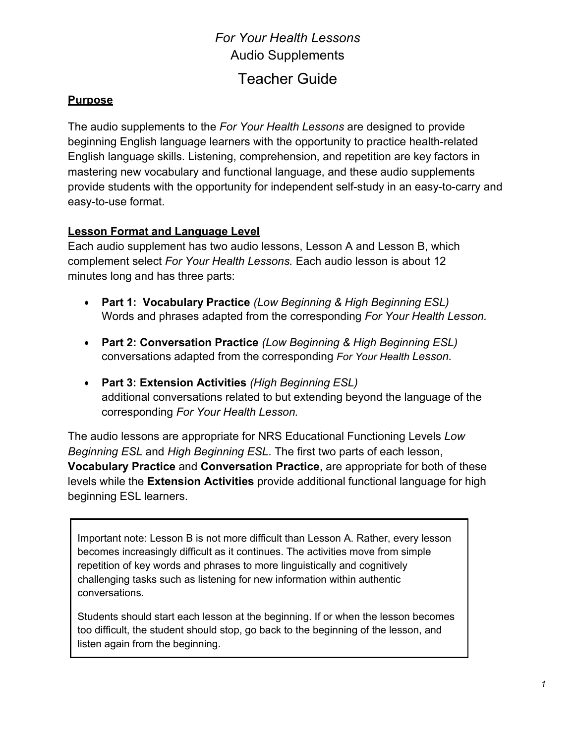# *For Your Health Lessons*
## Audio Supplements
## Teacher Guide

### Purpose

The audio supplements to the *For Your Health Lessons* are designed to provide beginning English language learners with the opportunity to practice health-related English language skills. Listening, comprehension, and repetition are key factors in mastering new vocabulary and functional language, and these audio supplements provide students with the opportunity for independent self-study in an easy-to-carry and easy-to-use format.

### Lesson Format and Language Level

Each audio supplement has two audio lessons, Lesson A and Lesson B, which complement select *For Your Health Lessons.* Each audio lesson is about 12 minutes long and has three parts:

- **Part 1: Vocabulary Practice** *(Low Beginning & High Beginning ESL)*
  Words and phrases adapted from the corresponding *For Your Health Lesson.*

- **Part 2: Conversation Practice** *(Low Beginning & High Beginning ESL)*
  conversations adapted from the corresponding *For Your Health Lesson.*

- **Part 3: Extension Activities** *(High Beginning ESL)*
  additional conversations related to but extending beyond the language of the corresponding *For Your Health Lesson.*

The audio lessons are appropriate for NRS Educational Functioning Levels *Low Beginning ESL* and *High Beginning ESL*. The first two parts of each lesson, **Vocabulary Practice** and **Conversation Practice**, are appropriate for both of these levels while the **Extension Activities** provide additional functional language for high beginning ESL learners.

> Important note: Lesson B is not more difficult than Lesson A. Rather, every lesson becomes increasingly difficult as it continues. The activities move from simple repetition of key words and phrases to more linguistically and cognitively challenging tasks such as listening for new information within authentic conversations.
>
> Students should start each lesson at the beginning. If or when the lesson becomes too difficult, the student should stop, go back to the beginning of the lesson, and listen again from the beginning.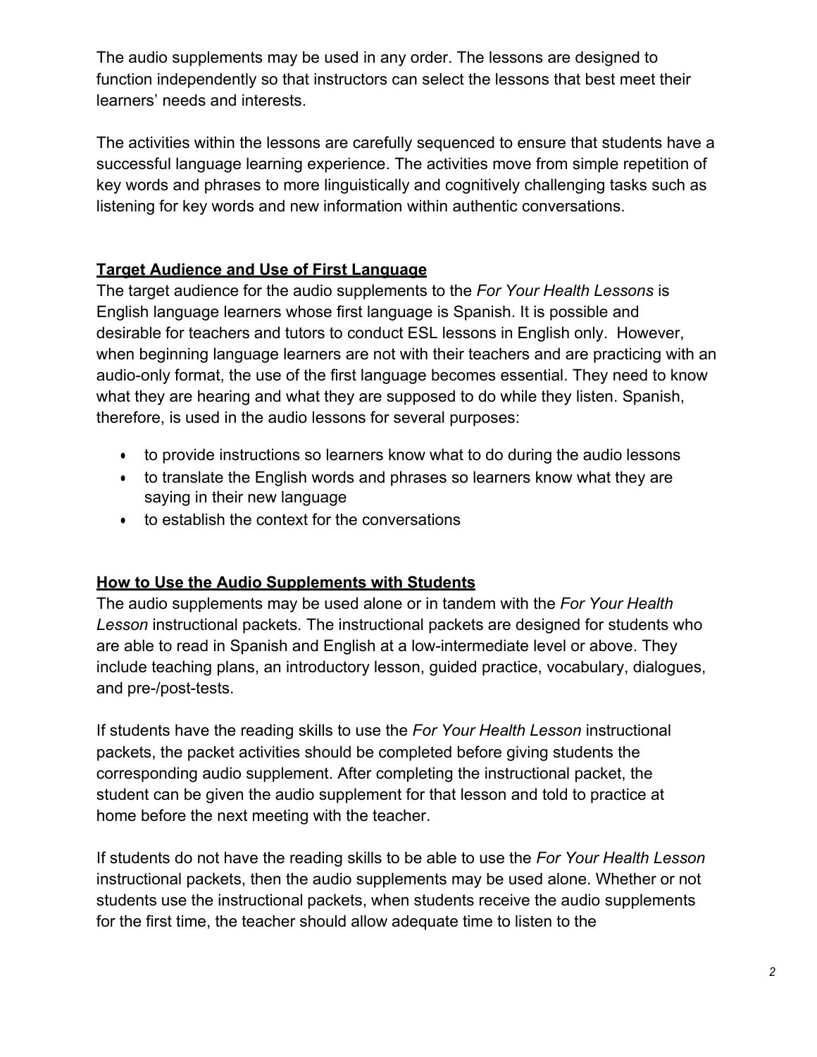The audio supplements may be used in any order. The lessons are designed to function independently so that instructors can select the lessons that best meet their learners' needs and interests.

The activities within the lessons are carefully sequenced to ensure that students have a successful language learning experience. The activities move from simple repetition of key words and phrases to more linguistically and cognitively challenging tasks such as listening for key words and new information within authentic conversations.

## Target Audience and Use of First Language

The target audience for the audio supplements to the *For Your Health Lessons* is English language learners whose first language is Spanish. It is possible and desirable for teachers and tutors to conduct ESL lessons in English only. However, when beginning language learners are not with their teachers and are practicing with an audio-only format, the use of the first language becomes essential. They need to know what they are hearing and what they are supposed to do while they listen. Spanish, therefore, is used in the audio lessons for several purposes:

- to provide instructions so learners know what to do during the audio lessons
- to translate the English words and phrases so learners know what they are saying in their new language
- to establish the context for the conversations

## How to Use the Audio Supplements with Students

The audio supplements may be used alone or in tandem with the *For Your Health Lesson* instructional packets. The instructional packets are designed for students who are able to read in Spanish and English at a low-intermediate level or above. They include teaching plans, an introductory lesson, guided practice, vocabulary, dialogues, and pre-/post-tests.

If students have the reading skills to use the *For Your Health Lesson* instructional packets, the packet activities should be completed before giving students the corresponding audio supplement. After completing the instructional packet, the student can be given the audio supplement for that lesson and told to practice at home before the next meeting with the teacher.

If students do not have the reading skills to be able to use the *For Your Health Lesson* instructional packets, then the audio supplements may be used alone. Whether or not students use the instructional packets, when students receive the audio supplements for the first time, the teacher should allow adequate time to listen to the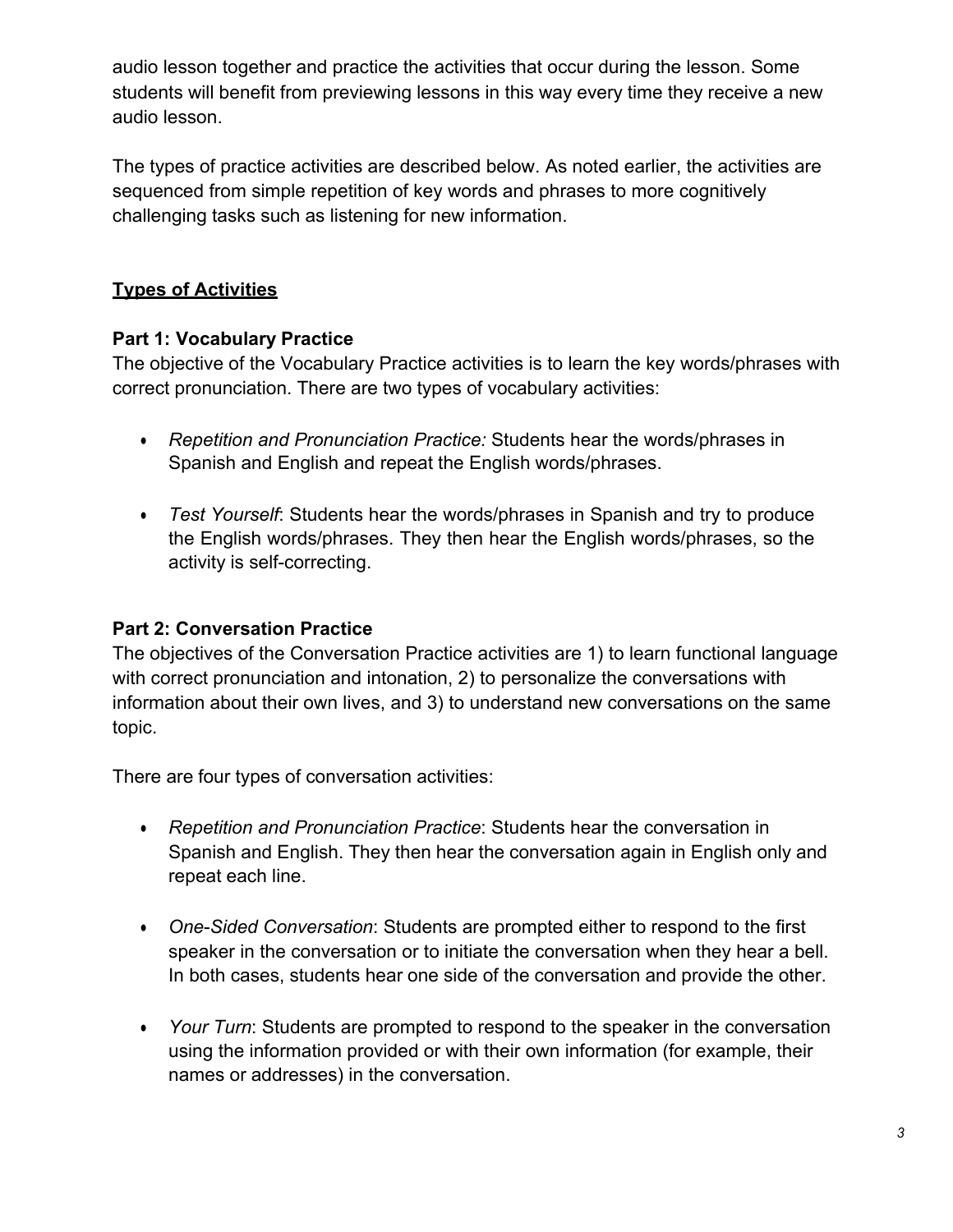audio lesson together and practice the activities that occur during the lesson. Some students will benefit from previewing lessons in this way every time they receive a new audio lesson.

The types of practice activities are described below. As noted earlier, the activities are sequenced from simple repetition of key words and phrases to more cognitively challenging tasks such as listening for new information.

## Types of Activities

### Part 1: Vocabulary Practice

The objective of the Vocabulary Practice activities is to learn the key words/phrases with correct pronunciation. There are two types of vocabulary activities:

- *Repetition and Pronunciation Practice:* Students hear the words/phrases in Spanish and English and repeat the English words/phrases.
- *Test Yourself*: Students hear the words/phrases in Spanish and try to produce the English words/phrases. They then hear the English words/phrases, so the activity is self-correcting.

### Part 2: Conversation Practice

The objectives of the Conversation Practice activities are 1) to learn functional language with correct pronunciation and intonation, 2) to personalize the conversations with information about their own lives, and 3) to understand new conversations on the same topic.

There are four types of conversation activities:

- *Repetition and Pronunciation Practice*: Students hear the conversation in Spanish and English. They then hear the conversation again in English only and repeat each line.
- *One-Sided Conversation*: Students are prompted either to respond to the first speaker in the conversation or to initiate the conversation when they hear a bell. In both cases, students hear one side of the conversation and provide the other.
- *Your Turn*: Students are prompted to respond to the speaker in the conversation using the information provided or with their own information (for example, their names or addresses) in the conversation.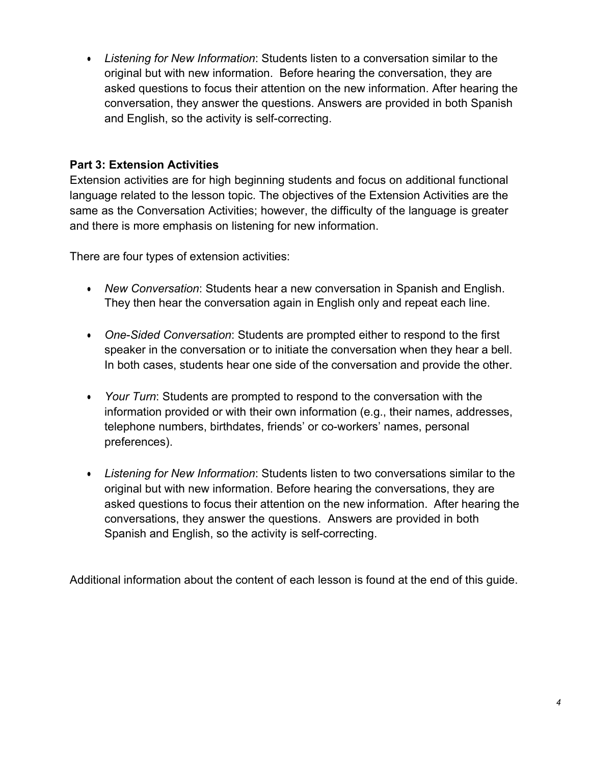- *Listening for New Information*: Students listen to a conversation similar to the original but with new information. Before hearing the conversation, they are asked questions to focus their attention on the new information. After hearing the conversation, they answer the questions. Answers are provided in both Spanish and English, so the activity is self-correcting.

**Part 3: Extension Activities**

Extension activities are for high beginning students and focus on additional functional language related to the lesson topic. The objectives of the Extension Activities are the same as the Conversation Activities; however, the difficulty of the language is greater and there is more emphasis on listening for new information.

There are four types of extension activities:

- *New Conversation*: Students hear a new conversation in Spanish and English. They then hear the conversation again in English only and repeat each line.

- *One-Sided Conversation*: Students are prompted either to respond to the first speaker in the conversation or to initiate the conversation when they hear a bell. In both cases, students hear one side of the conversation and provide the other.

- *Your Turn*: Students are prompted to respond to the conversation with the information provided or with their own information (e.g., their names, addresses, telephone numbers, birthdates, friends' or co-workers' names, personal preferences).

- *Listening for New Information*: Students listen to two conversations similar to the original but with new information. Before hearing the conversations, they are asked questions to focus their attention on the new information. After hearing the conversations, they answer the questions. Answers are provided in both Spanish and English, so the activity is self-correcting.

Additional information about the content of each lesson is found at the end of this guide.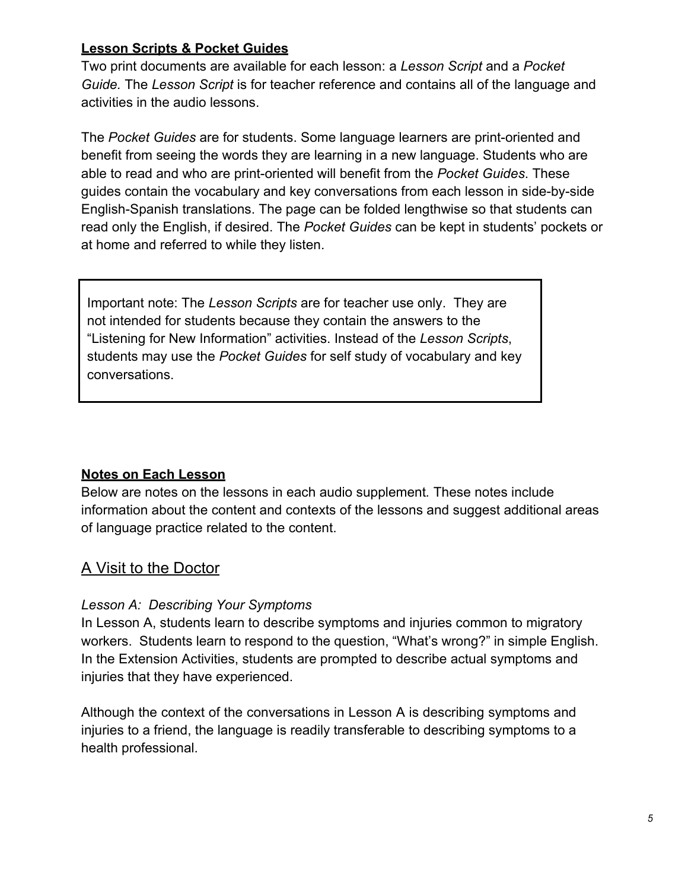**Lesson Scripts & Pocket Guides**

Two print documents are available for each lesson: a *Lesson Script* and a *Pocket Guide.* The *Lesson Script* is for teacher reference and contains all of the language and activities in the audio lessons.

The *Pocket Guides* are for students. Some language learners are print-oriented and benefit from seeing the words they are learning in a new language. Students who are able to read and who are print-oriented will benefit from the *Pocket Guides*. These guides contain the vocabulary and key conversations from each lesson in side-by-side English-Spanish translations. The page can be folded lengthwise so that students can read only the English, if desired. The *Pocket Guides* can be kept in students' pockets or at home and referred to while they listen.

> Important note: The *Lesson Scripts* are for teacher use only. They are not intended for students because they contain the answers to the "Listening for New Information" activities. Instead of the *Lesson Scripts*, students may use the *Pocket Guides* for self study of vocabulary and key conversations.

**Notes on Each Lesson**

Below are notes on the lessons in each audio supplement. These notes include information about the content and contexts of the lessons and suggest additional areas of language practice related to the content.

## A Visit to the Doctor

*Lesson A: Describing Your Symptoms*

In Lesson A, students learn to describe symptoms and injuries common to migratory workers. Students learn to respond to the question, "What's wrong?" in simple English. In the Extension Activities, students are prompted to describe actual symptoms and injuries that they have experienced.

Although the context of the conversations in Lesson A is describing symptoms and injuries to a friend, the language is readily transferable to describing symptoms to a health professional.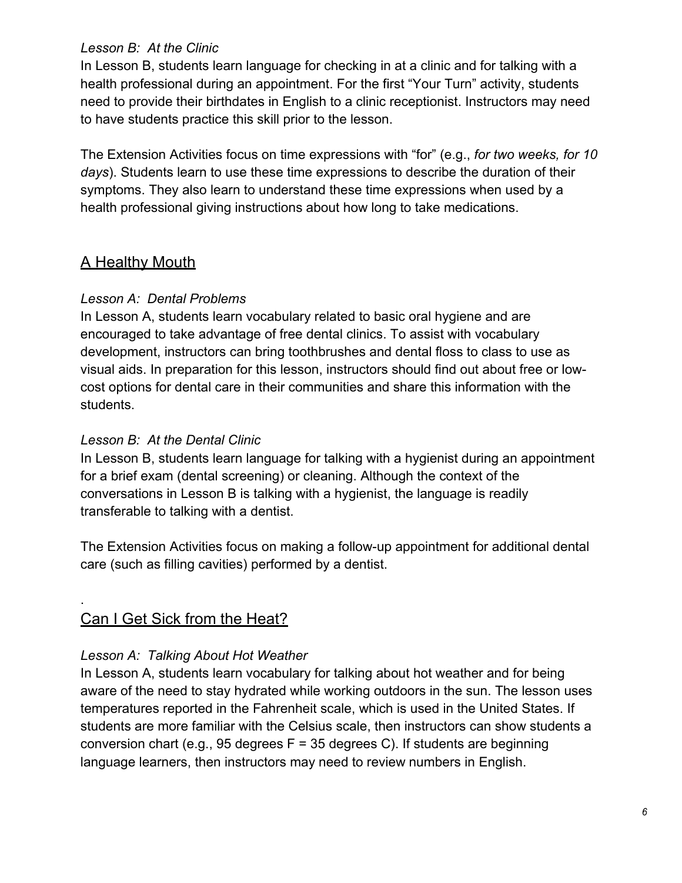*Lesson B: At the Clinic*

In Lesson B, students learn language for checking in at a clinic and for talking with a health professional during an appointment. For the first "Your Turn" activity, students need to provide their birthdates in English to a clinic receptionist. Instructors may need to have students practice this skill prior to the lesson.

The Extension Activities focus on time expressions with "for" (e.g., *for two weeks, for 10 days*). Students learn to use these time expressions to describe the duration of their symptoms. They also learn to understand these time expressions when used by a health professional giving instructions about how long to take medications.

## A Healthy Mouth

*Lesson A: Dental Problems*

In Lesson A, students learn vocabulary related to basic oral hygiene and are encouraged to take advantage of free dental clinics. To assist with vocabulary development, instructors can bring toothbrushes and dental floss to class to use as visual aids. In preparation for this lesson, instructors should find out about free or low-cost options for dental care in their communities and share this information with the students.

*Lesson B: At the Dental Clinic*

In Lesson B, students learn language for talking with a hygienist during an appointment for a brief exam (dental screening) or cleaning. Although the context of the conversations in Lesson B is talking with a hygienist, the language is readily transferable to talking with a dentist.

The Extension Activities focus on making a follow-up appointment for additional dental care (such as filling cavities) performed by a dentist.

.

## Can I Get Sick from the Heat?

*Lesson A: Talking About Hot Weather*

In Lesson A, students learn vocabulary for talking about hot weather and for being aware of the need to stay hydrated while working outdoors in the sun. The lesson uses temperatures reported in the Fahrenheit scale, which is used in the United States. If students are more familiar with the Celsius scale, then instructors can show students a conversion chart (e.g., 95 degrees F = 35 degrees C). If students are beginning language learners, then instructors may need to review numbers in English.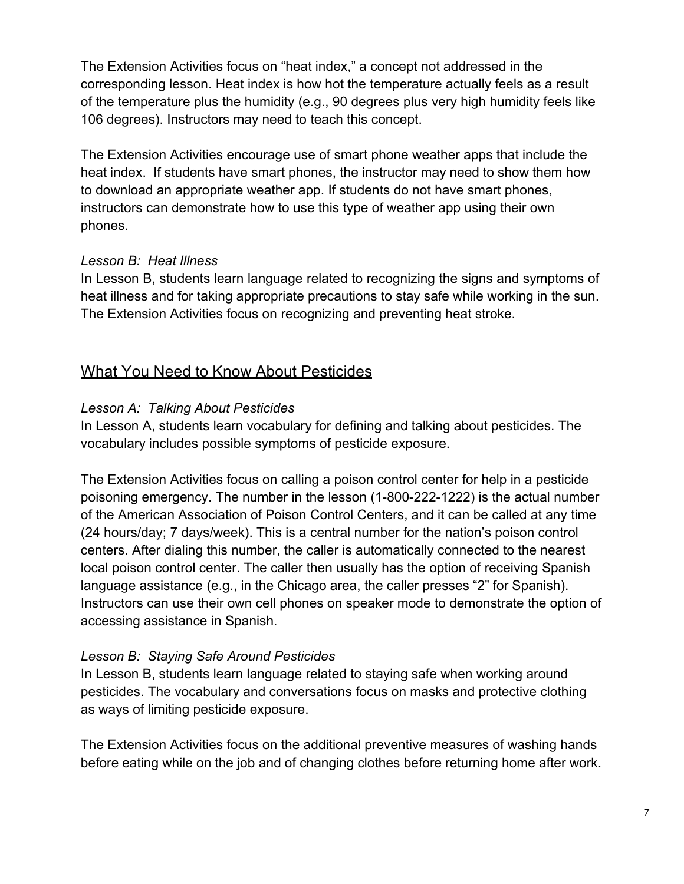The Extension Activities focus on "heat index," a concept not addressed in the corresponding lesson. Heat index is how hot the temperature actually feels as a result of the temperature plus the humidity (e.g., 90 degrees plus very high humidity feels like 106 degrees). Instructors may need to teach this concept.

The Extension Activities encourage use of smart phone weather apps that include the heat index.  If students have smart phones, the instructor may need to show them how to download an appropriate weather app. If students do not have smart phones, instructors can demonstrate how to use this type of weather app using their own phones.

*Lesson B:  Heat Illness*

In Lesson B, students learn language related to recognizing the signs and symptoms of heat illness and for taking appropriate precautions to stay safe while working in the sun. The Extension Activities focus on recognizing and preventing heat stroke.

## What You Need to Know About Pesticides

*Lesson A:  Talking About Pesticides*

In Lesson A, students learn vocabulary for defining and talking about pesticides. The vocabulary includes possible symptoms of pesticide exposure.

The Extension Activities focus on calling a poison control center for help in a pesticide poisoning emergency. The number in the lesson (1-800-222-1222) is the actual number of the American Association of Poison Control Centers, and it can be called at any time (24 hours/day; 7 days/week). This is a central number for the nation's poison control centers. After dialing this number, the caller is automatically connected to the nearest local poison control center. The caller then usually has the option of receiving Spanish language assistance (e.g., in the Chicago area, the caller presses "2" for Spanish). Instructors can use their own cell phones on speaker mode to demonstrate the option of accessing assistance in Spanish.

*Lesson B:  Staying Safe Around Pesticides*

In Lesson B, students learn language related to staying safe when working around pesticides. The vocabulary and conversations focus on masks and protective clothing as ways of limiting pesticide exposure.

The Extension Activities focus on the additional preventive measures of washing hands before eating while on the job and of changing clothes before returning home after work.